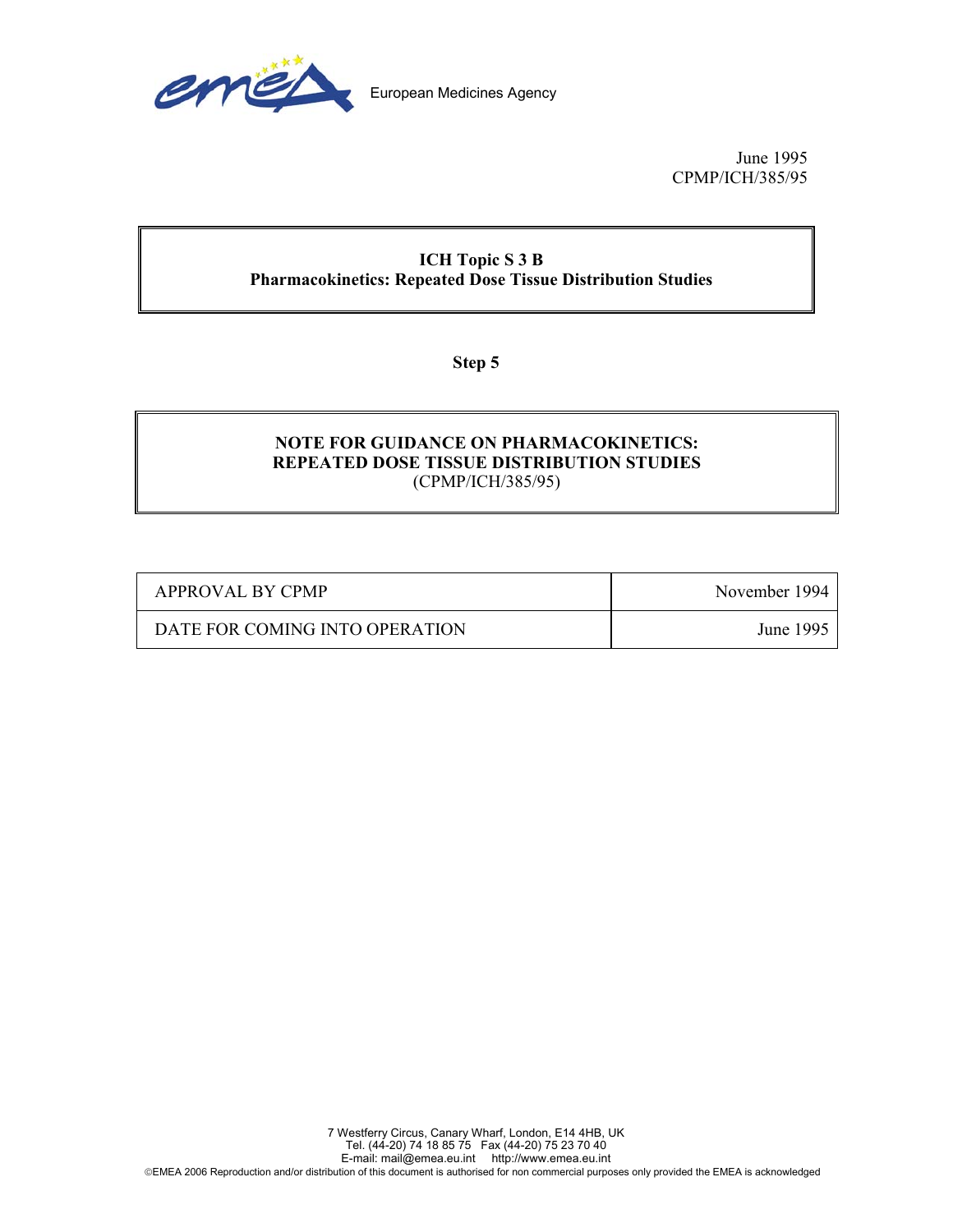European Medicines Agency

June 1995
CPMP/ICH/385/95

**ICH Topic S 3 B**
**Pharmacokinetics: Repeated Dose Tissue Distribution Studies**

**Step 5**

**NOTE FOR GUIDANCE ON PHARMACOKINETICS: REPEATED DOSE TISSUE DISTRIBUTION STUDIES**
(CPMP/ICH/385/95)

| | |
|---|---|
| APPROVAL BY CPMP | November 1994 |
| DATE FOR COMING INTO OPERATION | June 1995 |

7 Westferry Circus, Canary Wharf, London, E14 4HB, UK
Tel. (44-20) 74 18 85 75 Fax (44-20) 75 23 70 40
E-mail: mail@emea.eu.int http://www.emea.eu.int
©EMEA 2006 Reproduction and/or distribution of this document is authorised for non commercial purposes only provided the EMEA is acknowledged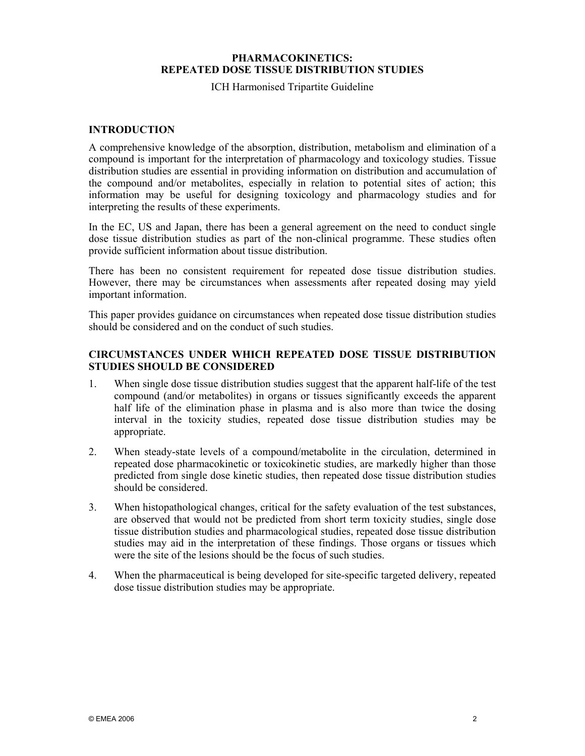# PHARMACOKINETICS: REPEATED DOSE TISSUE DISTRIBUTION STUDIES

ICH Harmonised Tripartite Guideline

## INTRODUCTION

A comprehensive knowledge of the absorption, distribution, metabolism and elimination of a compound is important for the interpretation of pharmacology and toxicology studies. Tissue distribution studies are essential in providing information on distribution and accumulation of the compound and/or metabolites, especially in relation to potential sites of action; this information may be useful for designing toxicology and pharmacology studies and for interpreting the results of these experiments.

In the EC, US and Japan, there has been a general agreement on the need to conduct single dose tissue distribution studies as part of the non-clinical programme. These studies often provide sufficient information about tissue distribution.

There has been no consistent requirement for repeated dose tissue distribution studies. However, there may be circumstances when assessments after repeated dosing may yield important information.

This paper provides guidance on circumstances when repeated dose tissue distribution studies should be considered and on the conduct of such studies.

## CIRCUMSTANCES UNDER WHICH REPEATED DOSE TISSUE DISTRIBUTION STUDIES SHOULD BE CONSIDERED

1. When single dose tissue distribution studies suggest that the apparent half-life of the test compound (and/or metabolites) in organs or tissues significantly exceeds the apparent half life of the elimination phase in plasma and is also more than twice the dosing interval in the toxicity studies, repeated dose tissue distribution studies may be appropriate.

2. When steady-state levels of a compound/metabolite in the circulation, determined in repeated dose pharmacokinetic or toxicokinetic studies, are markedly higher than those predicted from single dose kinetic studies, then repeated dose tissue distribution studies should be considered.

3. When histopathological changes, critical for the safety evaluation of the test substances, are observed that would not be predicted from short term toxicity studies, single dose tissue distribution studies and pharmacological studies, repeated dose tissue distribution studies may aid in the interpretation of these findings. Those organs or tissues which were the site of the lesions should be the focus of such studies.

4. When the pharmaceutical is being developed for site-specific targeted delivery, repeated dose tissue distribution studies may be appropriate.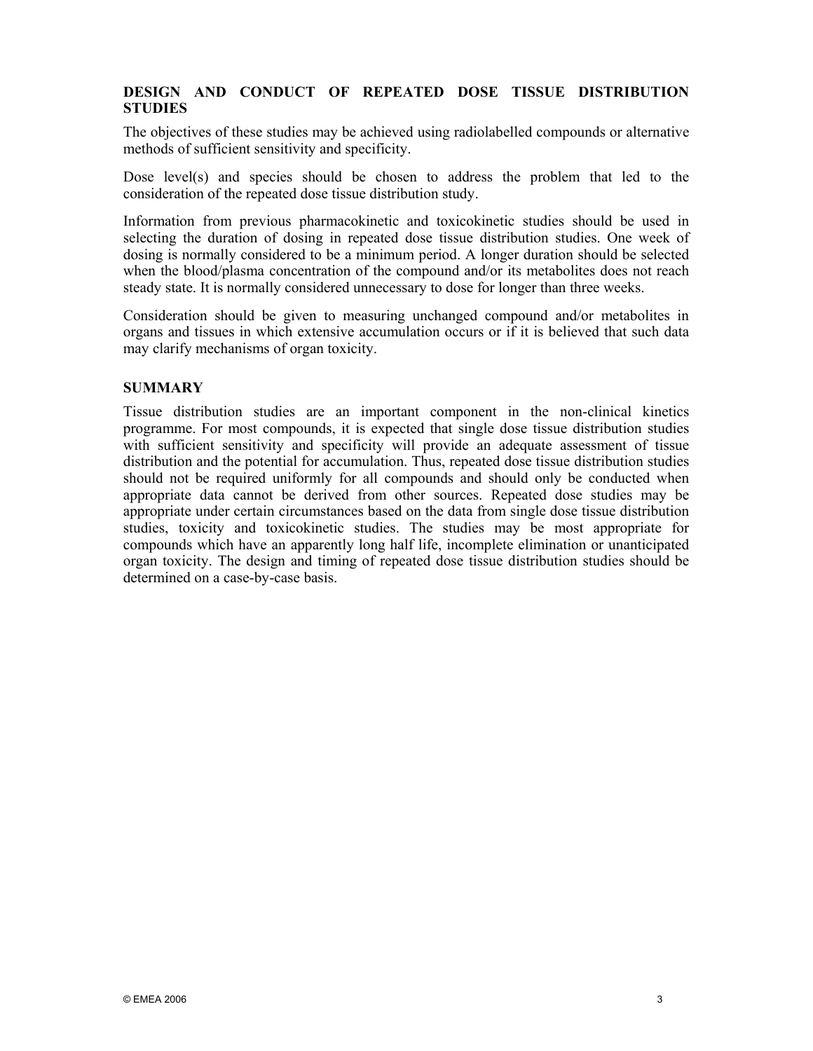## DESIGN AND CONDUCT OF REPEATED DOSE TISSUE DISTRIBUTION STUDIES

The objectives of these studies may be achieved using radiolabelled compounds or alternative methods of sufficient sensitivity and specificity.

Dose level(s) and species should be chosen to address the problem that led to the consideration of the repeated dose tissue distribution study.

Information from previous pharmacokinetic and toxicokinetic studies should be used in selecting the duration of dosing in repeated dose tissue distribution studies. One week of dosing is normally considered to be a minimum period. A longer duration should be selected when the blood/plasma concentration of the compound and/or its metabolites does not reach steady state. It is normally considered unnecessary to dose for longer than three weeks.

Consideration should be given to measuring unchanged compound and/or metabolites in organs and tissues in which extensive accumulation occurs or if it is believed that such data may clarify mechanisms of organ toxicity.

## SUMMARY

Tissue distribution studies are an important component in the non-clinical kinetics programme. For most compounds, it is expected that single dose tissue distribution studies with sufficient sensitivity and specificity will provide an adequate assessment of tissue distribution and the potential for accumulation. Thus, repeated dose tissue distribution studies should not be required uniformly for all compounds and should only be conducted when appropriate data cannot be derived from other sources. Repeated dose studies may be appropriate under certain circumstances based on the data from single dose tissue distribution studies, toxicity and toxicokinetic studies. The studies may be most appropriate for compounds which have an apparently long half life, incomplete elimination or unanticipated organ toxicity. The design and timing of repeated dose tissue distribution studies should be determined on a case-by-case basis.